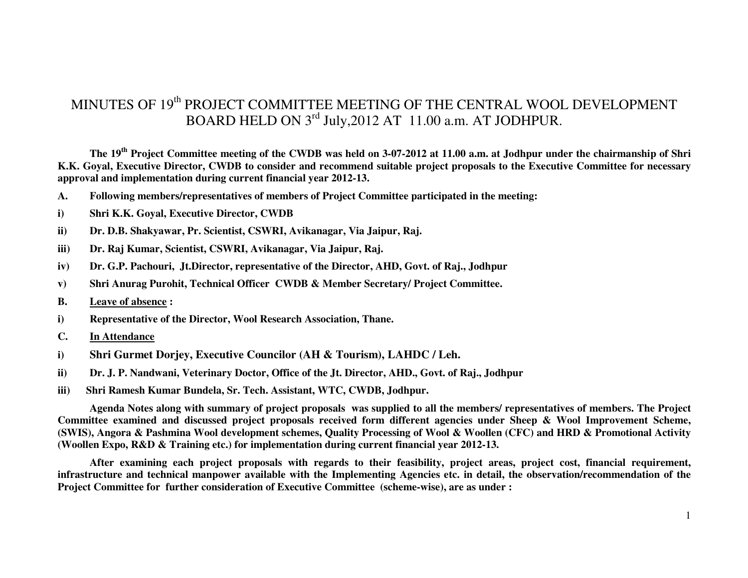# MINUTES OF 19th PROJECT COMMITTEE MEETING OF THE CENTRAL WOOL DEVELOPMENT BOARD HELD ON 3rd July,2012 AT 11.00 a.m. AT JODHPUR.

**The 19th Project Committee meeting of the CWDB was held on 3-07-2012 at 11.00 a.m. at Jodhpur under the chairmanship of Shri K.K. Goyal, Executive Director, CWDB to consider and recommend suitable project proposals to the Executive Committee for necessary approval and implementation during current financial year 2012-13.**

**A. Following members/representatives of members of Project Committee participated in the meeting:**

**i) Shri K.K. Goyal, Executive Director, CWDB**

**ii) Dr. D.B. Shakyawar, Pr. Scientist, CSWRI, Avikanagar, Via Jaipur, Raj.**

**iii) Dr. Raj Kumar, Scientist, CSWRI, Avikanagar, Via Jaipur, Raj.**

**iv) Dr. G.P. Pachouri, Jt.Director, representative of the Director, AHD, Govt. of Raj., Jodhpur**

**v) Shri Anurag Purohit, Technical Officer CWDB & Member Secretary/ Project Committee.**

**B. <u>Leave of absence</u> :**

**i) Representative of the Director, Wool Research Association, Thane.**

**C. <u>In Attendance</u>**

**i) Shri Gurmet Dorjey, Executive Councilor (AH & Tourism), LAHDC / Leh.**

**ii) Dr. J. P. Nandwani, Veterinary Doctor, Office of the Jt. Director, AHD., Govt. of Raj., Jodhpur**

**iii) Shri Ramesh Kumar Bundela, Sr. Tech. Assistant, WTC, CWDB, Jodhpur.**

**Agenda Notes along with summary of project proposals was supplied to all the members/ representatives of members. The Project Committee examined and discussed project proposals received form different agencies under Sheep & Wool Improvement Scheme, (SWIS), Angora & Pashmina Wool development schemes, Quality Processing of Wool & Woollen (CFC) and HRD & Promotional Activity (Woollen Expo, R&D & Training etc.) for implementation during current financial year 2012-13.**

**After examining each project proposals with regards to their feasibility, project areas, project cost, financial requirement, infrastructure and technical manpower available with the Implementing Agencies etc. in detail, the observation/recommendation of the Project Committee for further consideration of Executive Committee (scheme-wise), are as under :**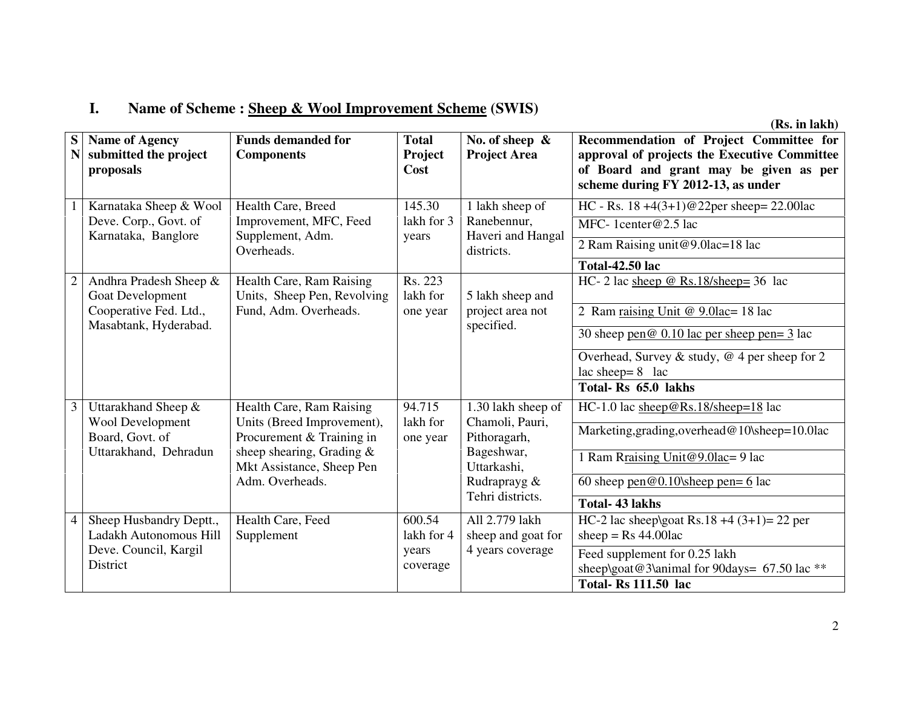## I. Name of Scheme : Sheep & Wool Improvement Scheme (SWIS)

**(Rs. in lakh)**

| SN | Name of Agency submitted the project proposals | Funds demanded for Components | Total Project Cost | No. of sheep & Project Area | Recommendation of Project Committee for approval of projects the Executive Committee of Board and grant may be given as per scheme during FY 2012-13, as under |
|---|---|---|---|---|---|
| 1 | Karnataka Sheep & Wool Deve. Corp., Govt. of Karnataka, Banglore | Health Care, Breed Improvement, MFC, Feed Supplement, Adm. Overheads. | 145.30 lakh for 3 years | 1 lakh sheep of Ranebennur, Haveri and Hangal districts. | HC - Rs. 18 +4(3+1)@22per sheep= 22.00lac |
| | | | | | MFC- 1center@2.5 lac |
| | | | | | 2 Ram Raising unit@9.0lac=18 lac |
| | | | | | **Total-42.50 lac** |
| 2 | Andhra Pradesh Sheep & Goat Development Cooperative Fed. Ltd., Masabtank, Hyderabad. | Health Care, Ram Raising Units, Sheep Pen, Revolving Fund, Adm. Overheads. | Rs. 223 lakh for one year | 5 lakh sheep and project area not specified. | HC- 2 lac sheep @ Rs.18/sheep= 36 lac |
| | | | | | 2 Ram raising Unit @ 9.0lac= 18 lac |
| | | | | | 30 sheep pen@ 0.10 lac per sheep pen= 3 lac |
| | | | | | Overhead, Survey & study, @ 4 per sheep for 2 lac sheep= 8 lac |
| | | | | | **Total- Rs 65.0 lakhs** |
| 3 | Uttarakhand Sheep & Wool Development Board, Govt. of Uttarakhand, Dehradun | Health Care, Ram Raising Units (Breed Improvement), Procurement & Training in sheep shearing, Grading & Mkt Assistance, Sheep Pen Adm. Overheads. | 94.715 lakh for one year | 1.30 lakh sheep of Chamoli, Pauri, Pithoragarh, Bageshwar, Uttarkashi, Rudraprayg & Tehri districts. | HC-1.0 lac sheep@Rs.18/sheep=18 lac |
| | | | | | Marketing,grading,overhead@10\sheep=10.0lac |
| | | | | | 1 Ram Rraising Unit@9.0lac= 9 lac |
| | | | | | 60 sheep pen@0.10\sheep pen= 6 lac |
| | | | | | **Total- 43 lakhs** |
| 4 | Sheep Husbandry Deptt., Ladakh Autonomous Hill Deve. Council, Kargil District | Health Care, Feed Supplement | 600.54 lakh for 4 years coverage | All 2.779 lakh sheep and goat for 4 years coverage | HC-2 lac sheep\goat Rs.18 +4 (3+1)= 22 per sheep = Rs 44.00lac |
| | | | | | Feed supplement for 0.25 lakh sheep\goat@3\animal for 90days= 67.50 lac ** |
| | | | | | **Total- Rs 111.50 lac** |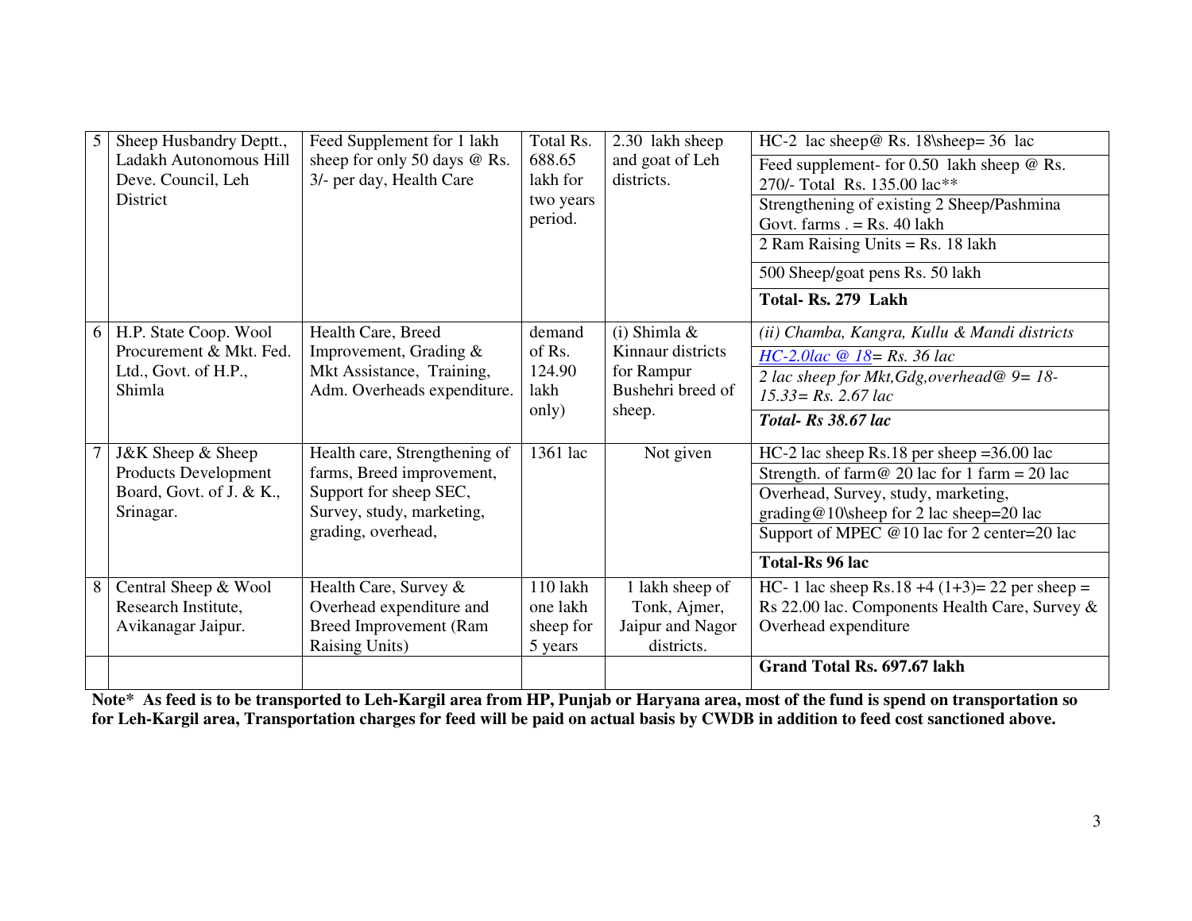| 5 | Sheep Husbandry Deptt., Ladakh Autonomous Hill Deve. Council, Leh District | Feed Supplement for 1 lakh sheep for only 50 days @ Rs. 3/- per day, Health Care | Total Rs. 688.65 lakh for two years period. | 2.30 lakh sheep and goat of Leh districts. | HC-2 lac sheep@ Rs. 18\sheep= 36 lac |
|---|---|---|---|---|---|
| | | | | | Feed supplement- for 0.50 lakh sheep @ Rs. 270/- Total Rs. 135.00 lac** |
| | | | | | Strengthening of existing 2 Sheep/Pashmina Govt. farms . = Rs. 40 lakh |
| | | | | | 2 Ram Raising Units = Rs. 18 lakh |
| | | | | | 500 Sheep/goat pens Rs. 50 lakh |
| | | | | | **Total- Rs. 279 Lakh** |
| 6 | H.P. State Coop. Wool Procurement & Mkt. Fed. Ltd., Govt. of H.P., Shimla | Health Care, Breed Improvement, Grading & Mkt Assistance, Training, Adm. Overheads expenditure. | demand of Rs. 124.90 lakh only) | (i) Shimla & Kinnaur districts for Rampur Bushehri breed of sheep. | *(ii) Chamba, Kangra, Kullu & Mandi districts* |
| | | | | | *HC-2.0lac @ 18= Rs. 36 lac* |
| | | | | | *2 lac sheep for Mkt,Gdg,overhead@ 9= 18-15.33= Rs. 2.67 lac* |
| | | | | | ***Total- Rs 38.67 lac*** |
| 7 | J&K Sheep & Sheep Products Development Board, Govt. of J. & K., Srinagar. | Health care, Strengthening of farms, Breed improvement, Support for sheep SEC, Survey, study, marketing, grading, overhead, | 1361 lac | Not given | HC-2 lac sheep Rs.18 per sheep =36.00 lac |
| | | | | | Strength. of farm@ 20 lac for 1 farm = 20 lac |
| | | | | | Overhead, Survey, study, marketing, grading@10\sheep for 2 lac sheep=20 lac |
| | | | | | Support of MPEC @10 lac for 2 center=20 lac |
| | | | | | **Total-Rs 96 lac** |
| 8 | Central Sheep & Wool Research Institute, Avikanagar Jaipur. | Health Care, Survey & Overhead expenditure and Breed Improvement (Ram Raising Units) | 110 lakh one lakh sheep for 5 years | 1 lakh sheep of Tonk, Ajmer, Jaipur and Nagor districts. | HC- 1 lac sheep Rs.18 +4 (1+3)= 22 per sheep = Rs 22.00 lac. Components Health Care, Survey & Overhead expenditure |
| | | | | | **Grand Total Rs. 697.67 lakh** |

**Note* As feed is to be transported to Leh-Kargil area from HP, Punjab or Haryana area, most of the fund is spend on transportation so for Leh-Kargil area, Transportation charges for feed will be paid on actual basis by CWDB in addition to feed cost sanctioned above.**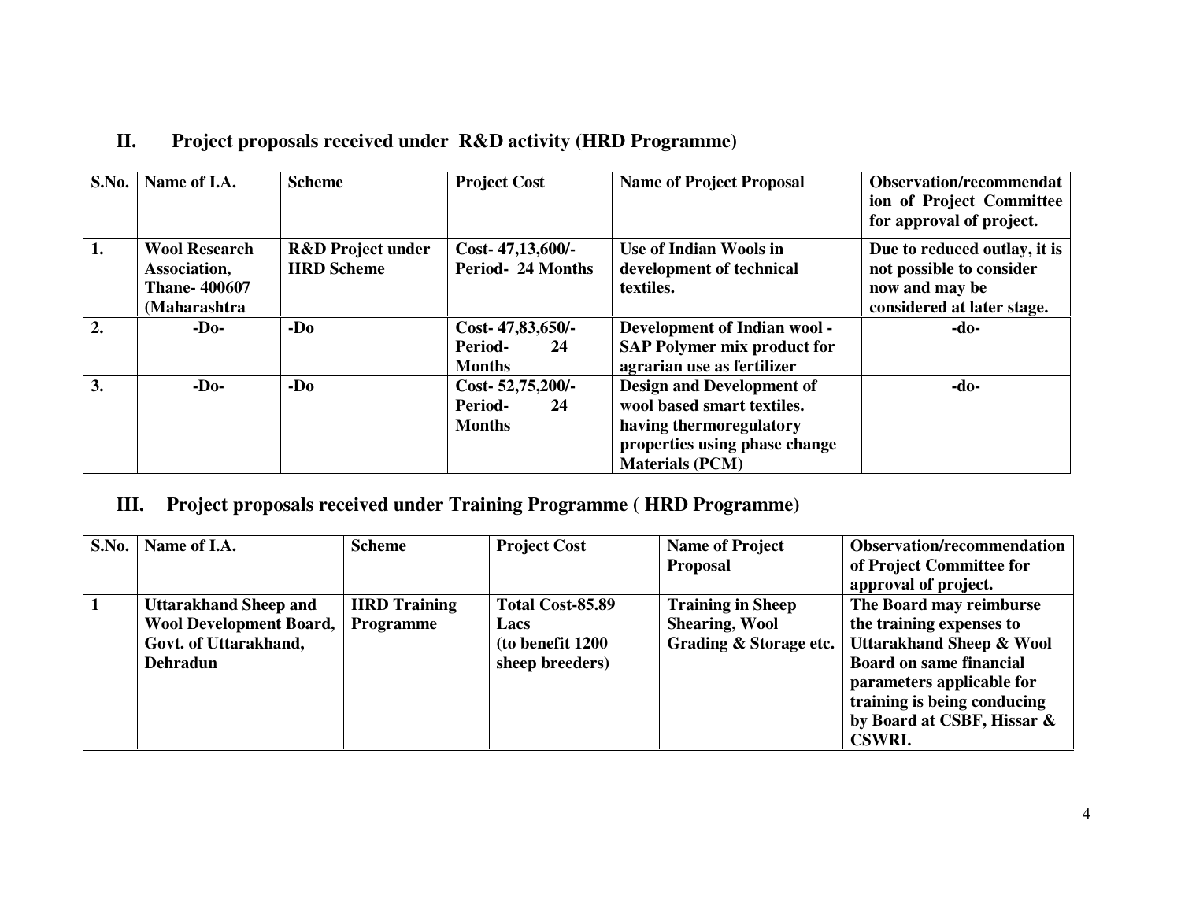## II. Project proposals received under R&D activity (HRD Programme)

| S.No. | Name of I.A. | Scheme | Project Cost | Name of Project Proposal | Observation/recommendation of Project Committee for approval of project. |
|---|---|---|---|---|---|
| 1. | Wool Research Association, Thane- 400607 (Maharashtra | R&D Project under HRD Scheme | Cost- 47,13,600/- Period- 24 Months | Use of Indian Wools in development of technical textiles. | Due to reduced outlay, it is not possible to consider now and may be considered at later stage. |
| 2. | -Do- | -Do | Cost- 47,83,650/- Period- 24 Months | Development of Indian wool - SAP Polymer mix product for agrarian use as fertilizer | -do- |
| 3. | -Do- | -Do | Cost- 52,75,200/- Period- 24 Months | Design and Development of wool based smart textiles. having thermoregulatory properties using phase change Materials (PCM) | -do- |

## III. Project proposals received under Training Programme ( HRD Programme)

| S.No. | Name of I.A. | Scheme | Project Cost | Name of Project Proposal | Observation/recommendation of Project Committee for approval of project. |
|---|---|---|---|---|---|
| 1 | Uttarakhand Sheep and Wool Development Board, Govt. of Uttarakhand, Dehradun | HRD Training Programme | Total Cost-85.89 Lacs (to benefit 1200 sheep breeders) | Training in Sheep Shearing, Wool Grading & Storage etc. | The Board may reimburse the training expenses to Uttarakhand Sheep & Wool Board on same financial parameters applicable for training is being conducing by Board at CSBF, Hissar & CSWRI. |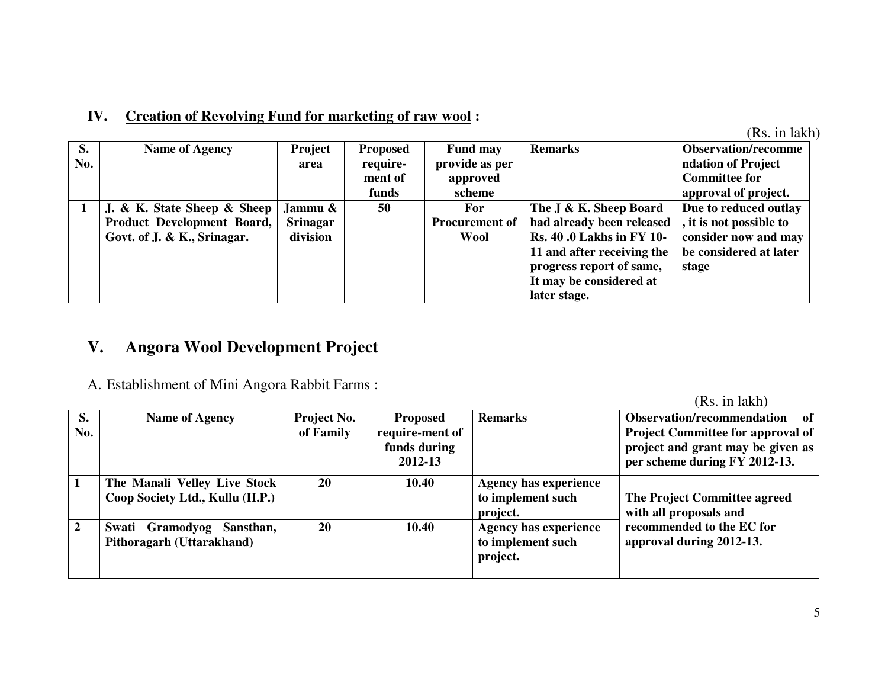## IV. Creation of Revolving Fund for marketing of raw wool :

(Rs. in lakh)

| S. No. | Name of Agency | Project area | Proposed require-ment of funds | Fund may provide as per approved scheme | Remarks | Observation/recommendation of Project Committee for approval of project. |
|---|---|---|---|---|---|---|
| 1 | J. & K. State Sheep & Sheep Product Development Board, Govt. of J. & K., Srinagar. | Jammu & Srinagar division | 50 | For Procurement of Wool | The J & K. Sheep Board had already been released Rs. 40 .0 Lakhs in FY 10-11 and after receiving the progress report of same, It may be considered at later stage. | Due to reduced outlay , it is not possible to consider now and may be considered at later stage |

## V. Angora Wool Development Project

A. Establishment of Mini Angora Rabbit Farms :

(Rs. in lakh)

| S. No. | Name of Agency | Project No. of Family | Proposed require-ment of funds during 2012-13 | Remarks | Observation/recommendation of Project Committee for approval of project and grant may be given as per scheme during FY 2012-13. |
|---|---|---|---|---|---|
| 1 | The Manali Velley Live Stock Coop Society Ltd., Kullu (H.P.) | 20 | 10.40 | Agency has experience to implement such project. | The Project Committee agreed with all proposals and recommended to the EC for approval during 2012-13. |
| 2 | Swati Gramodyog Sansthan, Pithoragarh (Uttarakhand) | 20 | 10.40 | Agency has experience to implement such project. | |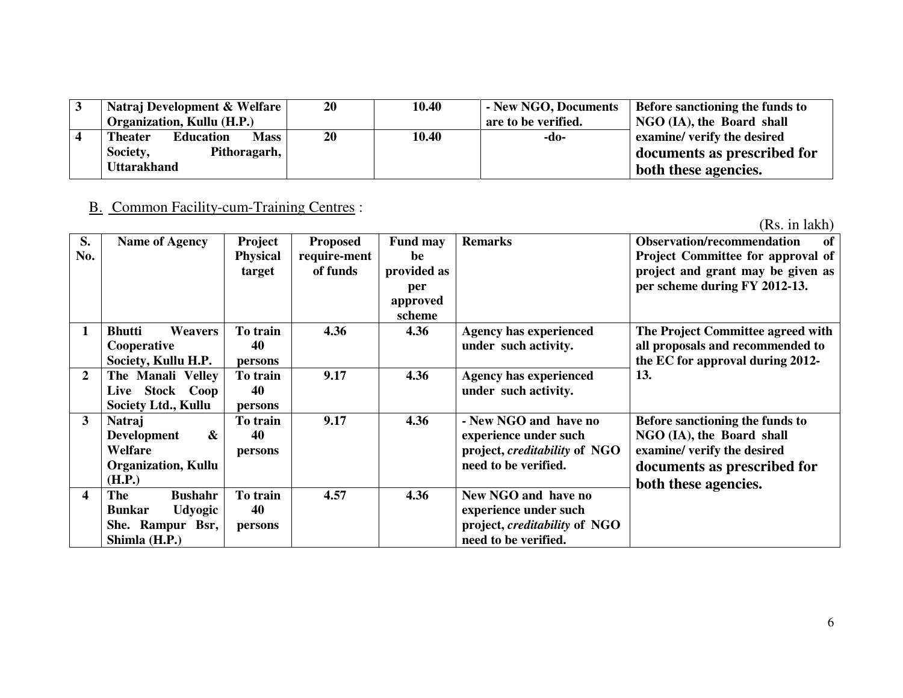| 3 | Natraj Development & Welfare Organization, Kullu (H.P.) | 20 | 10.40 | - New NGO, Documents are to be verified. | Before sanctioning the funds to NGO (IA), the Board shall examine/ verify the desired documents as prescribed for both these agencies. |
|---|---|---|---|---|---|
| 4 | Theater Education Mass Society, Pithoragarh, Uttarakhand | 20 | 10.40 | -do- | |

## B. Common Facility-cum-Training Centres :

(Rs. in lakh)

| S. No. | Name of Agency | Project Physical target | Proposed require-ment of funds | Fund may be provided as per approved scheme | Remarks | Observation/recommendation of Project Committee for approval of project and grant may be given as per scheme during FY 2012-13. |
|---|---|---|---|---|---|---|
| 1 | Bhutti Weavers Cooperative Society, Kullu H.P. | To train 40 persons | 4.36 | 4.36 | Agency has experienced under such activity. | The Project Committee agreed with all proposals and recommended to the EC for approval during 2012-13. |
| 2 | The Manali Velley Live Stock Coop Society Ltd., Kullu | To train 40 persons | 9.17 | 4.36 | Agency has experienced under such activity. | |
| 3 | Natraj Development & Welfare Organization, Kullu (H.P.) | To train 40 persons | 9.17 | 4.36 | - New NGO and have no experience under such project, *creditability* of NGO need to be verified. | Before sanctioning the funds to NGO (IA), the Board shall examine/ verify the desired documents as prescribed for both these agencies. |
| 4 | The Bushahr Bunkar Udyogic She. Rampur Bsr, Shimla (H.P.) | To train 40 persons | 4.57 | 4.36 | New NGO and have no experience under such project, *creditability* of NGO need to be verified. | |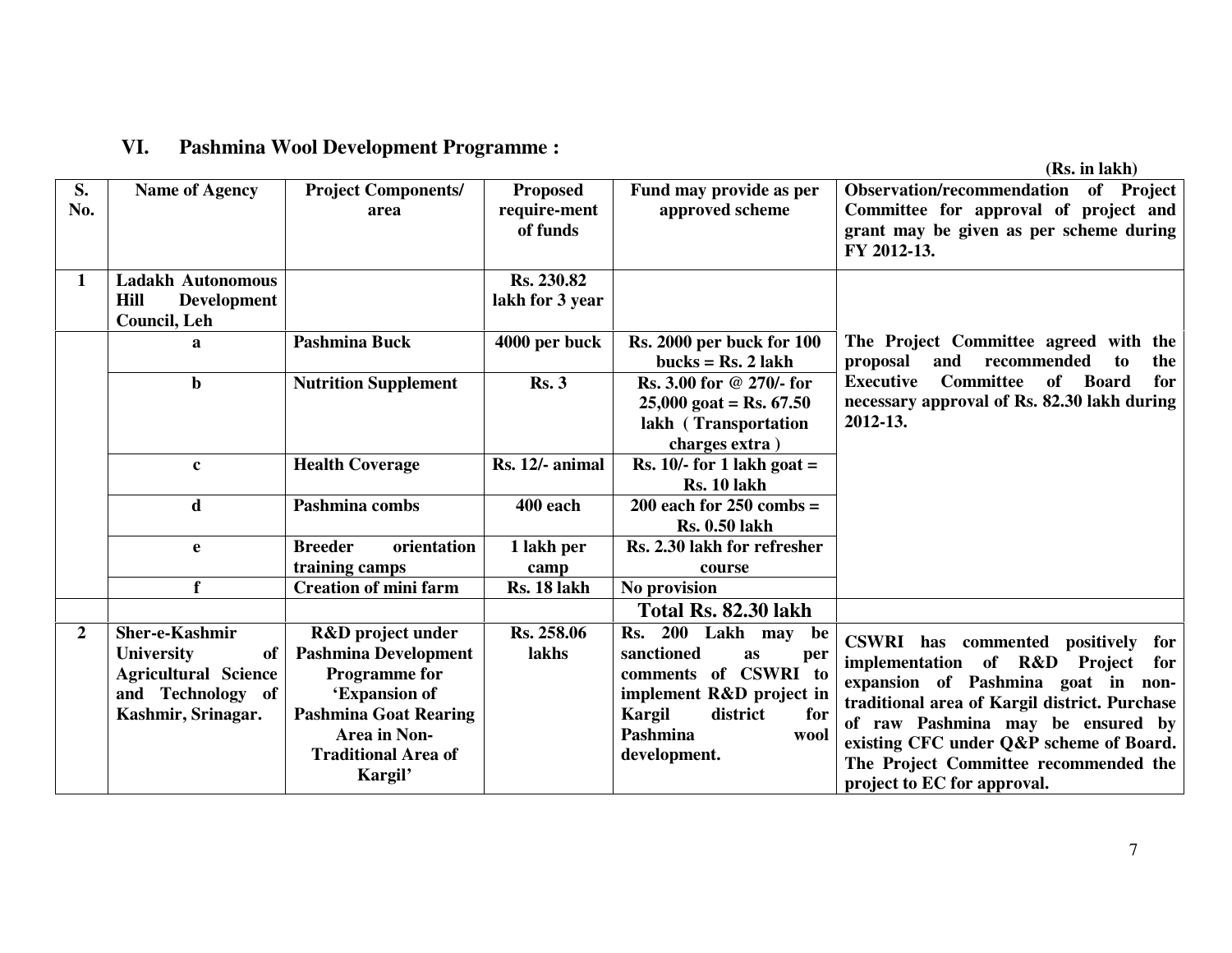## VI. Pashmina Wool Development Programme :

(Rs. in lakh)

| S. No. | Name of Agency | Project Components/ area | Proposed require-ment of funds | Fund may provide as per approved scheme | Observation/recommendation of Project Committee for approval of project and grant may be given as per scheme during FY 2012-13. |
|---|---|---|---|---|---|
| 1 | Ladakh Autonomous Hill Development Council, Leh | | Rs. 230.82 lakh for 3 year | | |
| | a | Pashmina Buck | 4000 per buck | Rs. 2000 per buck for 100 bucks = Rs. 2 lakh | The Project Committee agreed with the proposal and recommended to the Executive Committee of Board for necessary approval of Rs. 82.30 lakh during 2012-13. |
| | b | Nutrition Supplement | Rs. 3 | Rs. 3.00 for @ 270/- for 25,000 goat = Rs. 67.50 lakh ( Transportation charges extra ) | |
| | c | Health Coverage | Rs. 12/- animal | Rs. 10/- for 1 lakh goat = Rs. 10 lakh | |
| | d | Pashmina combs | 400 each | 200 each for 250 combs = Rs. 0.50 lakh | |
| | e | Breeder orientation training camps | 1 lakh per camp | Rs. 2.30 lakh for refresher course | |
| | f | Creation of mini farm | Rs. 18 lakh | No provision | |
| | | | | **Total Rs. 82.30 lakh** | |
| 2 | Sher-e-Kashmir University of Agricultural Science and Technology of Kashmir, Srinagar. | R&D project under Pashmina Development Programme for 'Expansion of Pashmina Goat Rearing Area in Non-Traditional Area of Kargil' | Rs. 258.06 lakhs | Rs. 200 Lakh may be sanctioned as per comments of CSWRI to implement R&D project in Kargil district for Pashmina wool development. | CSWRI has commented positively for implementation of R&D Project for expansion of Pashmina goat in non-traditional area of Kargil district. Purchase of raw Pashmina may be ensured by existing CFC under Q&P scheme of Board. The Project Committee recommended the project to EC for approval. |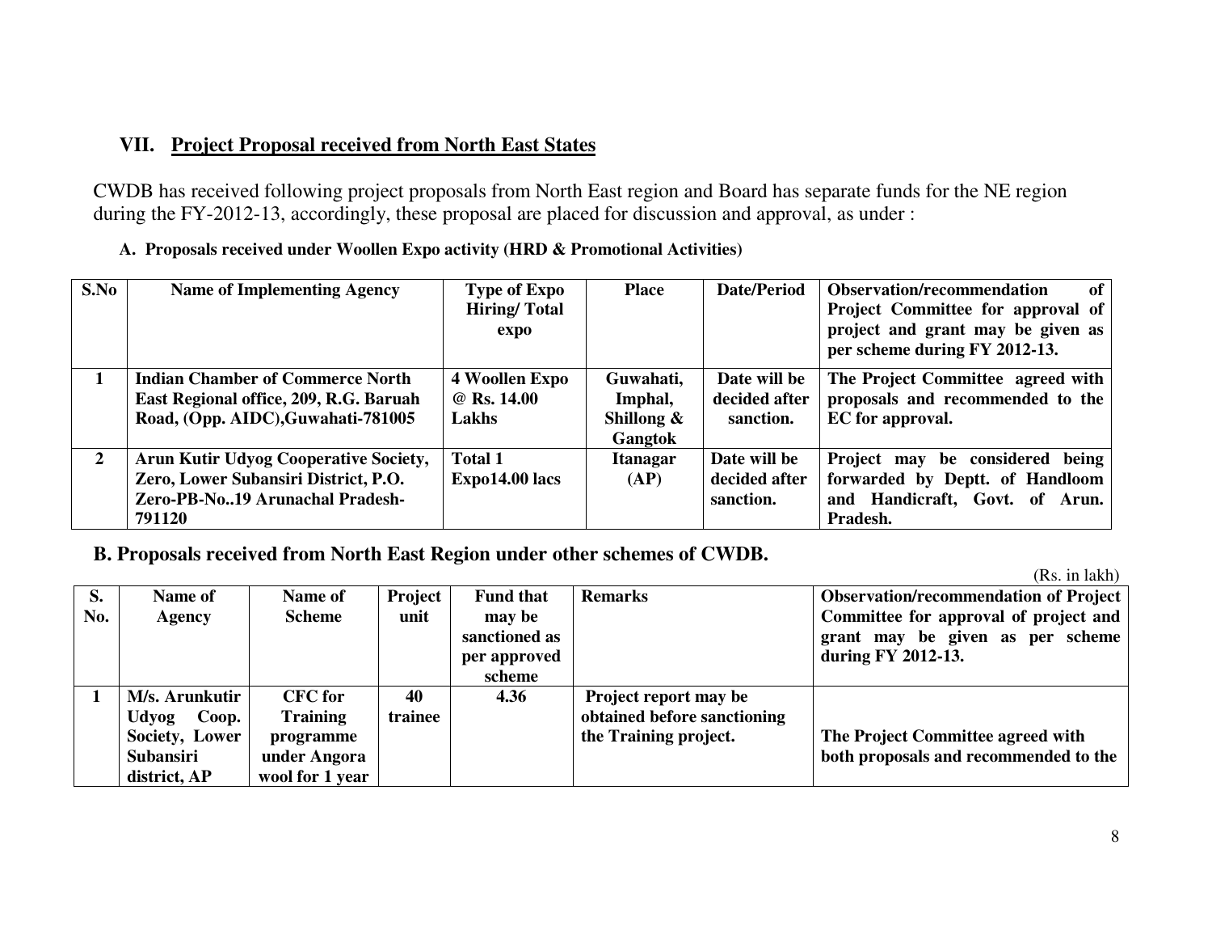## VII. Project Proposal received from North East States

CWDB has received following project proposals from North East region and Board has separate funds for the NE region during the FY-2012-13, accordingly, these proposal are placed for discussion and approval, as under :

**A. Proposals received under Woollen Expo activity (HRD & Promotional Activities)**

| S.No | Name of Implementing Agency | Type of Expo Hiring/ Total expo | Place | Date/Period | Observation/recommendation of Project Committee for approval of project and grant may be given as per scheme during FY 2012-13. |
|---|---|---|---|---|---|
| 1 | Indian Chamber of Commerce North East Regional office, 209, R.G. Baruah Road, (Opp. AIDC),Guwahati-781005 | 4 Woollen Expo @ Rs. 14.00 Lakhs | Guwahati, Imphal, Shillong & Gangtok | Date will be decided after sanction. | The Project Committee agreed with proposals and recommended to the EC for approval. |
| 2 | Arun Kutir Udyog Cooperative Society, Zero, Lower Subansiri District, P.O. Zero-PB-No..19 Arunachal Pradesh-791120 | Total 1 Expo14.00 lacs | Itanagar (AP) | Date will be decided after sanction. | Project may be considered being forwarded by Deptt. of Handloom and Handicraft, Govt. of Arun. Pradesh. |

**B. Proposals received from North East Region under other schemes of CWDB.**

(Rs. in lakh)

| S. No. | Name of Agency | Name of Scheme | Project unit | Fund that may be sanctioned as per approved scheme | Remarks | Observation/recommendation of Project Committee for approval of project and grant may be given as per scheme during FY 2012-13. |
|---|---|---|---|---|---|---|
| 1 | M/s. Arunkutir Udyog Coop. Society, Lower Subansiri district, AP | CFC for Training programme under Angora wool for 1 year | 40 trainee | 4.36 | Project report may be obtained before sanctioning the Training project. | The Project Committee agreed with both proposals and recommended to the |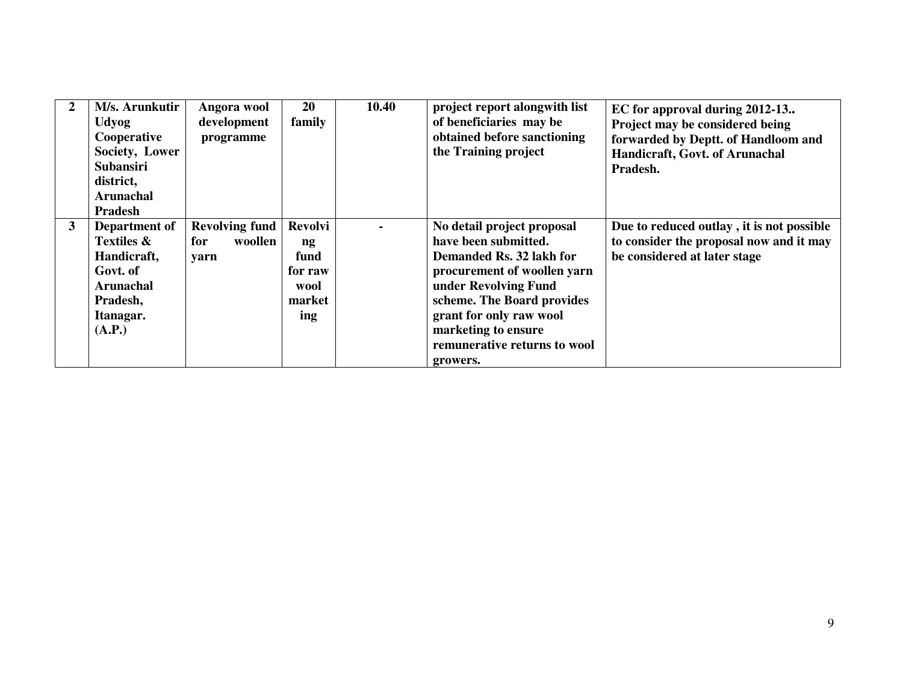| | | | | | | |
|---|---|---|---|---|---|---|
| **2** | **M/s. Arunkutir Udyog Cooperative Society, Lower Subansiri district, Arunachal Pradesh** | **Angora wool development programme** | **20 family** | **10.40** | **project report alongwith list of beneficiaries may be obtained before sanctioning the Training project** | **EC for approval during 2012-13.. Project may be considered being forwarded by Deptt. of Handloom and Handicraft, Govt. of Arunachal Pradesh.** |
| **3** | **Department of Textiles & Handicraft, Govt. of Arunachal Pradesh, Itanagar. (A.P.)** | **Revolving fund for woollen yarn** | **Revolving fund for raw wool marketing** | **-** | **No detail project proposal have been submitted. Demanded Rs. 32 lakh for procurement of woollen yarn under Revolving Fund scheme. The Board provides grant for only raw wool marketing to ensure remunerative returns to wool growers.** | **Due to reduced outlay , it is not possible to consider the proposal now and it may be considered at later stage** |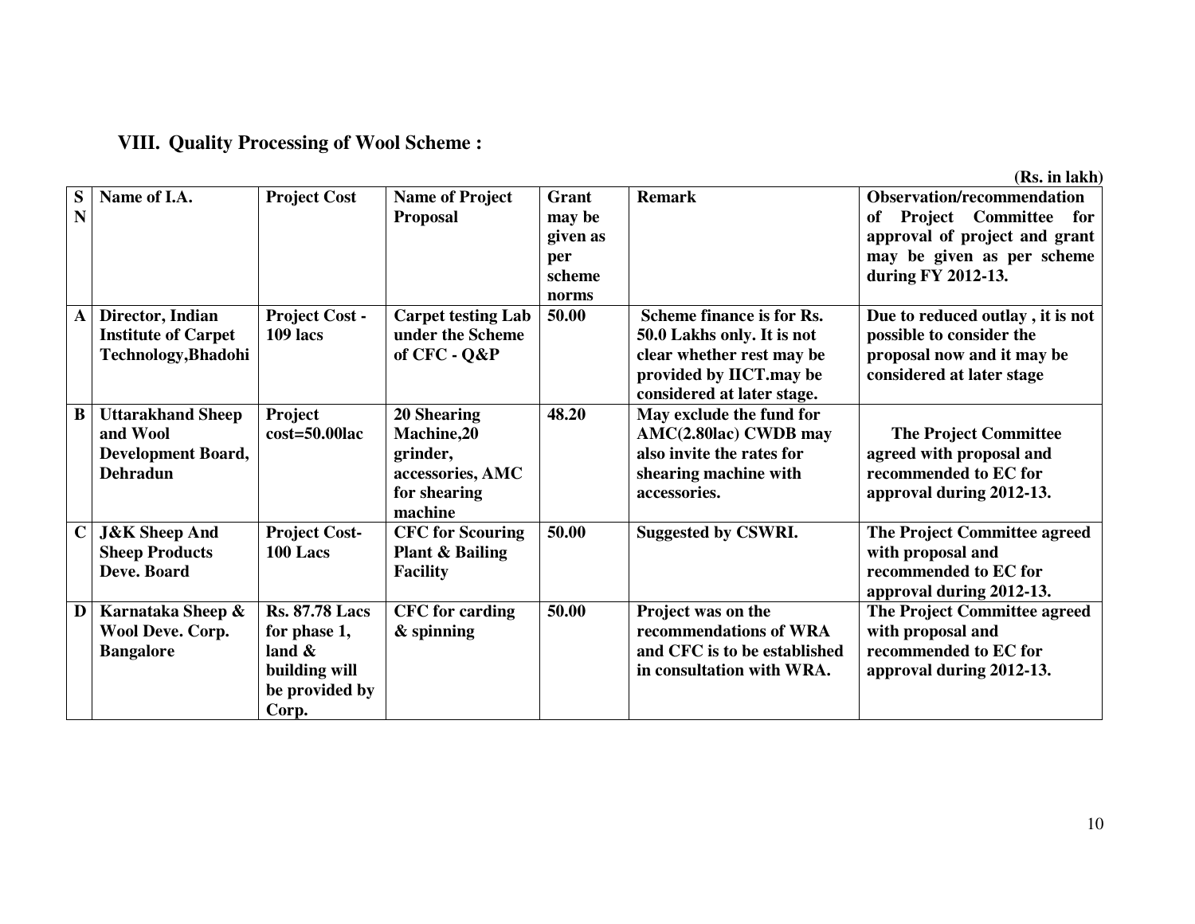## VIII. Quality Processing of Wool Scheme :

(Rs. in lakh)

| SN | Name of I.A. | Project Cost | Name of Project Proposal | Grant may be given as per scheme norms | Remark | Observation/recommendation of Project Committee for approval of project and grant may be given as per scheme during FY 2012-13. |
|---|---|---|---|---|---|---|
| A | Director, Indian Institute of Carpet Technology,Bhadohi | Project Cost - 109 lacs | Carpet testing Lab under the Scheme of CFC - Q&P | 50.00 | Scheme finance is for Rs. 50.0 Lakhs only. It is not clear whether rest may be provided by IICT.may be considered at later stage. | Due to reduced outlay , it is not possible to consider the proposal now and it may be considered at later stage |
| B | Uttarakhand Sheep and Wool Development Board, Dehradun | Project cost=50.00lac | 20 Shearing Machine,20 grinder, accessories, AMC for shearing machine | 48.20 | May exclude the fund for AMC(2.80lac) CWDB may also invite the rates for shearing machine with accessories. | The Project Committee agreed with proposal and recommended to EC for approval during 2012-13. |
| C | J&K Sheep And Sheep Products Deve. Board | Project Cost- 100 Lacs | CFC for Scouring Plant & Bailing Facility | 50.00 | Suggested by CSWRI. | The Project Committee agreed with proposal and recommended to EC for approval during 2012-13. |
| D | Karnataka Sheep & Wool Deve. Corp. Bangalore | Rs. 87.78 Lacs for phase 1, land & building will be provided by Corp. | CFC for carding & spinning | 50.00 | Project was on the recommendations of WRA and CFC is to be established in consultation with WRA. | The Project Committee agreed with proposal and recommended to EC for approval during 2012-13. |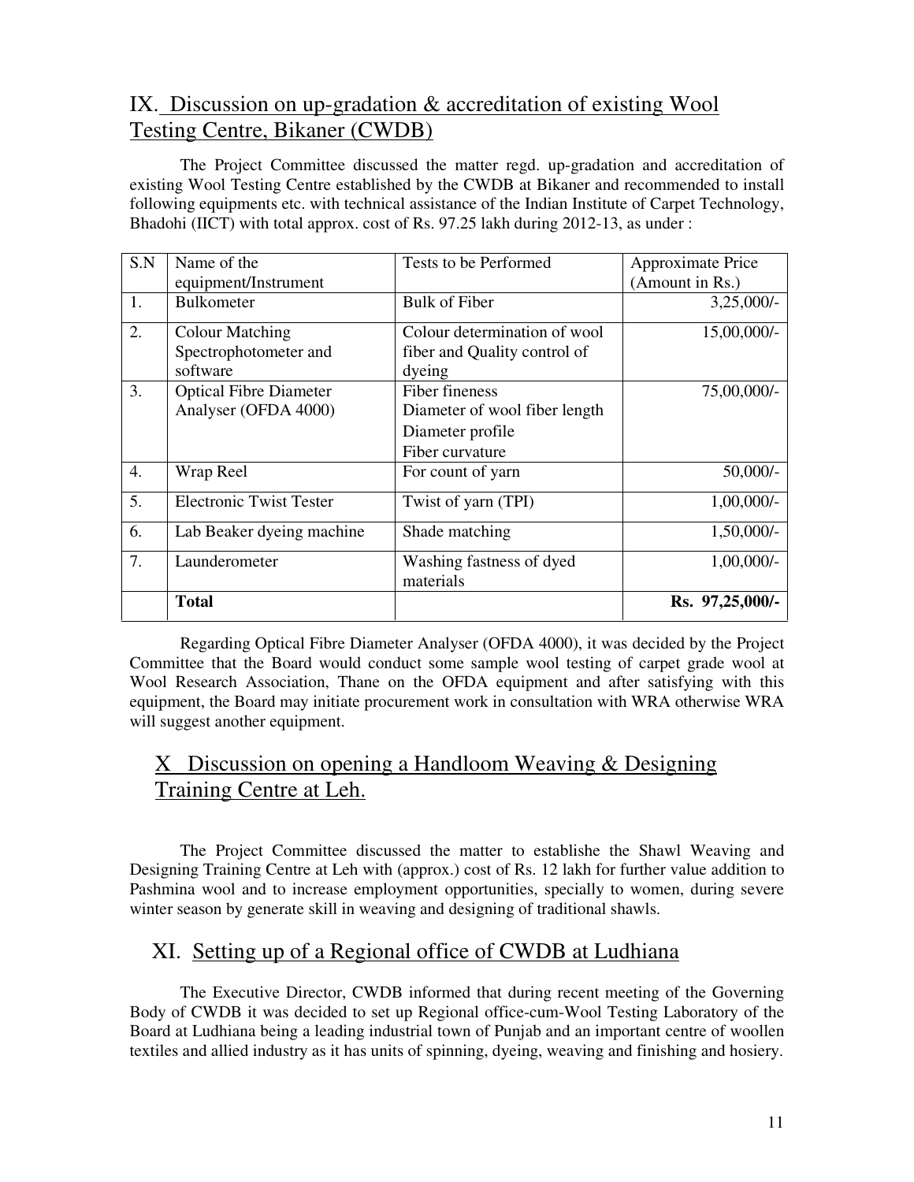## IX. Discussion on up-gradation & accreditation of existing Wool Testing Centre, Bikaner (CWDB)

The Project Committee discussed the matter regd. up-gradation and accreditation of existing Wool Testing Centre established by the CWDB at Bikaner and recommended to install following equipments etc. with technical assistance of the Indian Institute of Carpet Technology, Bhadohi (IICT) with total approx. cost of Rs. 97.25 lakh during 2012-13, as under :

| S.N | Name of the equipment/Instrument | Tests to be Performed | Approximate Price (Amount in Rs.) |
|---|---|---|---|
| 1. | Bulkometer | Bulk of Fiber | 3,25,000/- |
| 2. | Colour Matching Spectrophotometer and software | Colour determination of wool fiber and Quality control of dyeing | 15,00,000/- |
| 3. | Optical Fibre Diameter Analyser (OFDA 4000) | Fiber fineness<br>Diameter of wool fiber length<br>Diameter profile<br>Fiber curvature | 75,00,000/- |
| 4. | Wrap Reel | For count of yarn | 50,000/- |
| 5. | Electronic Twist Tester | Twist of yarn (TPI) | 1,00,000/- |
| 6. | Lab Beaker dyeing machine | Shade matching | 1,50,000/- |
| 7. | Launderometer | Washing fastness of dyed materials | 1,00,000/- |
| | **Total** | | **Rs. 97,25,000/-** |

Regarding Optical Fibre Diameter Analyser (OFDA 4000), it was decided by the Project Committee that the Board would conduct some sample wool testing of carpet grade wool at Wool Research Association, Thane on the OFDA equipment and after satisfying with this equipment, the Board may initiate procurement work in consultation with WRA otherwise WRA will suggest another equipment.

## X Discussion on opening a Handloom Weaving & Designing Training Centre at Leh.

The Project Committee discussed the matter to establishe the Shawl Weaving and Designing Training Centre at Leh with (approx.) cost of Rs. 12 lakh for further value addition to Pashmina wool and to increase employment opportunities, specially to women, during severe winter season by generate skill in weaving and designing of traditional shawls.

## XI. Setting up of a Regional office of CWDB at Ludhiana

The Executive Director, CWDB informed that during recent meeting of the Governing Body of CWDB it was decided to set up Regional office-cum-Wool Testing Laboratory of the Board at Ludhiana being a leading industrial town of Punjab and an important centre of woollen textiles and allied industry as it has units of spinning, dyeing, weaving and finishing and hosiery.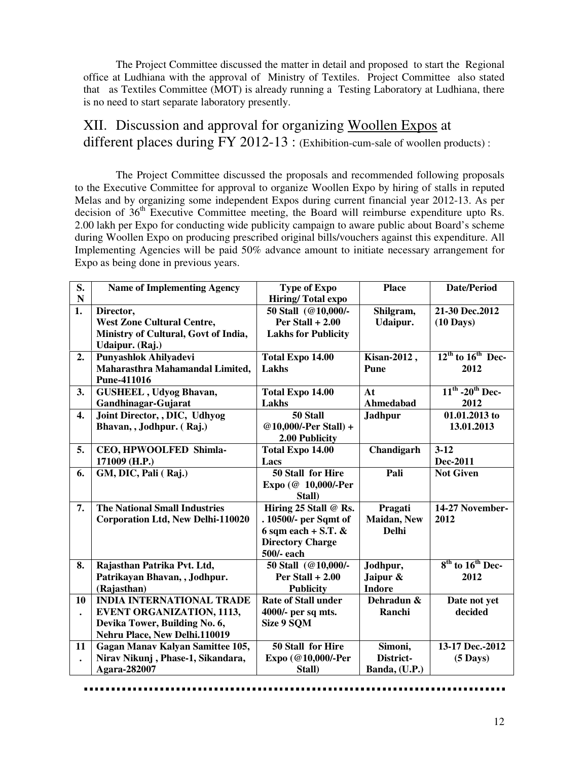The Project Committee discussed the matter in detail and proposed to start the Regional office at Ludhiana with the approval of Ministry of Textiles. Project Committee also stated that as Textiles Committee (MOT) is already running a Testing Laboratory at Ludhiana, there is no need to start separate laboratory presently.

## XII. Discussion and approval for organizing Woollen Expos at different places during FY 2012-13 : (Exhibition-cum-sale of woollen products) :

The Project Committee discussed the proposals and recommended following proposals to the Executive Committee for approval to organize Woollen Expo by hiring of stalls in reputed Melas and by organizing some independent Expos during current financial year 2012-13. As per decision of 36th Executive Committee meeting, the Board will reimburse expenditure upto Rs. 2.00 lakh per Expo for conducting wide publicity campaign to aware public about Board's scheme during Woollen Expo on producing prescribed original bills/vouchers against this expenditure. All Implementing Agencies will be paid 50% advance amount to initiate necessary arrangement for Expo as being done in previous years.

| S. N | Name of Implementing Agency | Type of Expo Hiring/ Total expo | Place | Date/Period |
|---|---|---|---|---|
| 1. | Director, West Zone Cultural Centre, Ministry of Cultural, Govt of India, Udaipur. (Raj.) | 50 Stall (@10,000/- Per Stall + 2.00 Lakhs for Publicity | Shilgram, Udaipur. | 21-30 Dec.2012 (10 Days) |
| 2. | Punyashlok Ahilyadevi Maharasthra Mahamandal Limited, Pune-411016 | Total Expo 14.00 Lakhs | Kisan-2012 , Pune | 12th to 16th Dec-2012 |
| 3. | GUSHEEL , Udyog Bhavan, Gandhinagar-Gujarat | Total Expo 14.00 Lakhs | At Ahmedabad | 11th -20th Dec-2012 |
| 4. | Joint Director, , DIC, Udhyog Bhavan, , Jodhpur. ( Raj.) | 50 Stall @10,000/-Per Stall) + 2.00 Publicity | Jadhpur | 01.01.2013 to 13.01.2013 |
| 5. | CEO, HPWOOLFED Shimla-171009 (H.P.) | Total Expo 14.00 Lacs | Chandigarh | 3-12 Dec-2011 |
| 6. | GM, DIC, Pali ( Raj.) | 50 Stall for Hire Expo (@ 10,000/-Per Stall) | Pali | Not Given |
| 7. | The National Small Industries Corporation Ltd, New Delhi-110020 | Hiring 25 Stall @ Rs. . 10500/- per Sqmt of 6 sqm each + S.T. & Directory Charge 500/- each | Pragati Maidan, New Delhi | 14-27 November-2012 |
| 8. | Rajasthan Patrika Pvt. Ltd, Patrikayan Bhavan, , Jodhpur. (Rajasthan) | 50 Stall (@10,000/- Per Stall + 2.00 Publicity | Jodhpur, Jaipur & Indore | 8th to 16th Dec-2012 |
| 10. | INDIA INTERNATIONAL TRADE EVENT ORGANIZATION, 1113, Devika Tower, Building No. 6, Nehru Place, New Delhi.110019 | Rate of Stall under 4000/- per sq mts. Size 9 SQM | Dehradun & Ranchi | Date not yet decided |
| 11. | Gagan Manav Kalyan Samittee 105, Nirav Nikunj , Phase-1, Sikandara, Agara-282007 | 50 Stall for Hire Expo (@10,000/-Per Stall) | Simoni, District-Banda, (U.P.) | 13-17 Dec.-2012 (5 Days) |